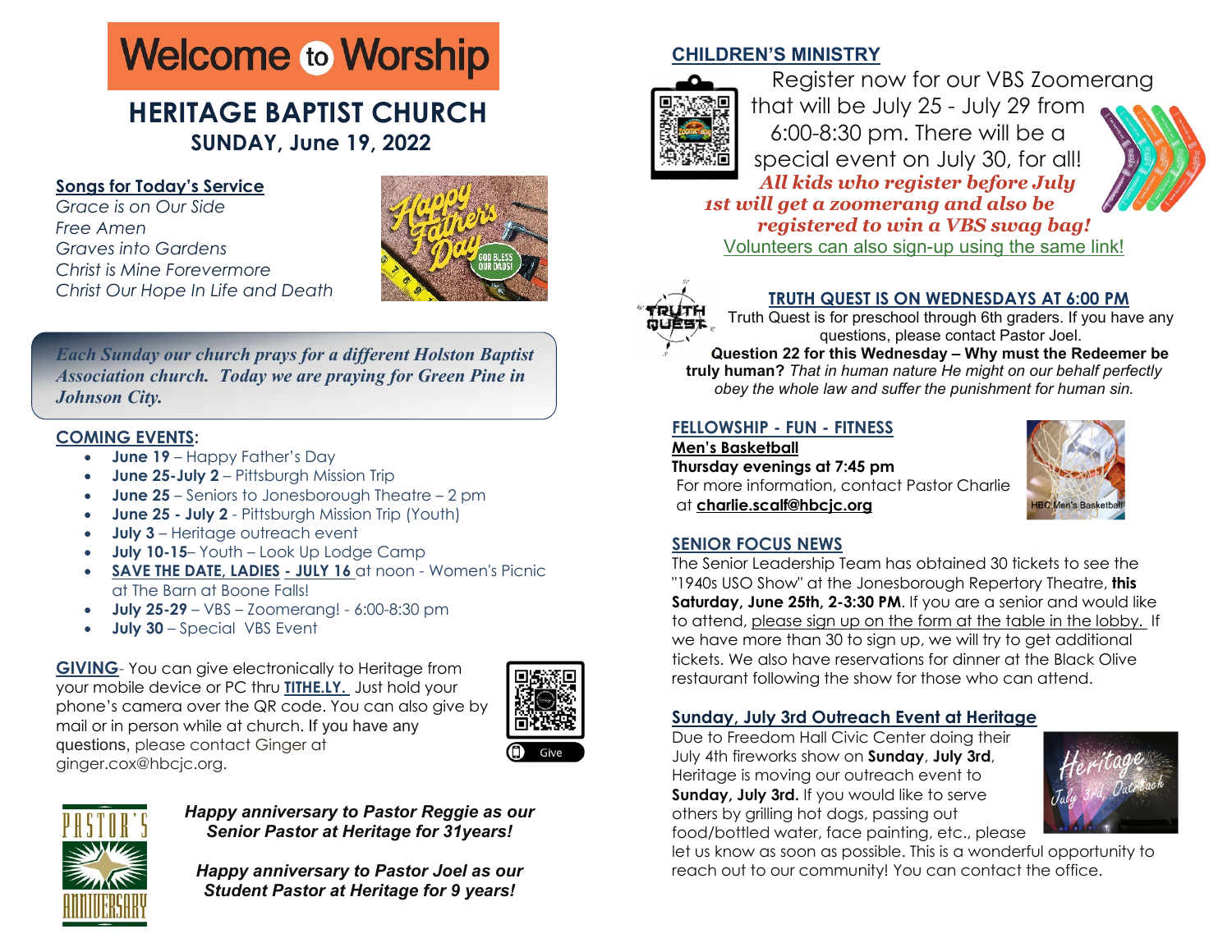# Welcome to Worship

## HERITAGE BAPTIST CHURCH

**SUNDAY, June 19, 2022**

**Songs for Today's Service**

*Grace is on Our Side*
*Free Amen*
*Graves into Gardens*
*Christ is Mine Forevermore*
*Christ Our Hope In Life and Death*

*Each Sunday our church prays for a different Holston Baptist Association church. Today we are praying for Green Pine in Johnson City.*

**COMING EVENTS:**

- **June 19** – Happy Father's Day
- **June 25-July 2** – Pittsburgh Mission Trip
- **June 25** – Seniors to Jonesborough Theatre – 2 pm
- **June 25 - July 2** - Pittsburgh Mission Trip (Youth)
- **July 3** – Heritage outreach event
- **July 10-15**– Youth – Look Up Lodge Camp
- **SAVE THE DATE, LADIES - JULY 16** at noon - Women's Picnic at The Barn at Boone Falls!
- **July 25-29** – VBS – Zoomerang! - 6:00-8:30 pm
- **July 30** – Special VBS Event

**GIVING**- You can give electronically to Heritage from your mobile device or PC thru **TITHE.LY.** Just hold your phone's camera over the QR code. You can also give by mail or in person while at church. If you have any questions, please contact Ginger at ginger.cox@hbcjc.org.

***Happy anniversary to Pastor Reggie as our Senior Pastor at Heritage for 31years!***

***Happy anniversary to Pastor Joel as our Student Pastor at Heritage for 9 years!***

**CHILDREN'S MINISTRY**

Register now for our VBS Zoomerang that will be July 25 - July 29 from 6:00-8:30 pm. There will be a special event on July 30, for all! ***All kids who register before July 1st will get a zoomerang and also be registered to win a VBS swag bag!*** Volunteers can also sign-up using the same link!

**TRUTH QUEST IS ON WEDNESDAYS AT 6:00 PM**

Truth Quest is for preschool through 6th graders. If you have any questions, please contact Pastor Joel.
**Question 22 for this Wednesday – Why must the Redeemer be truly human?** *That in human nature He might on our behalf perfectly obey the whole law and suffer the punishment for human sin.*

**FELLOWSHIP - FUN - FITNESS**

**Men's Basketball**
**Thursday evenings at 7:45 pm**
For more information, contact Pastor Charlie at **charlie.scalf@hbcjc.org**

**SENIOR FOCUS NEWS**

The Senior Leadership Team has obtained 30 tickets to see the "1940s USO Show" at the Jonesborough Repertory Theatre, **this Saturday, June 25th, 2-3:30 PM**. If you are a senior and would like to attend, please sign up on the form at the table in the lobby. If we have more than 30 to sign up, we will try to get additional tickets. We also have reservations for dinner at the Black Olive restaurant following the show for those who can attend.

**Sunday, July 3rd Outreach Event at Heritage**

Due to Freedom Hall Civic Center doing their July 4th fireworks show on **Sunday**, **July 3rd**, Heritage is moving our outreach event to **Sunday, July 3rd.** If you would like to serve others by grilling hot dogs, passing out food/bottled water, face painting, etc., please let us know as soon as possible. This is a wonderful opportunity to reach out to our community! You can contact the office.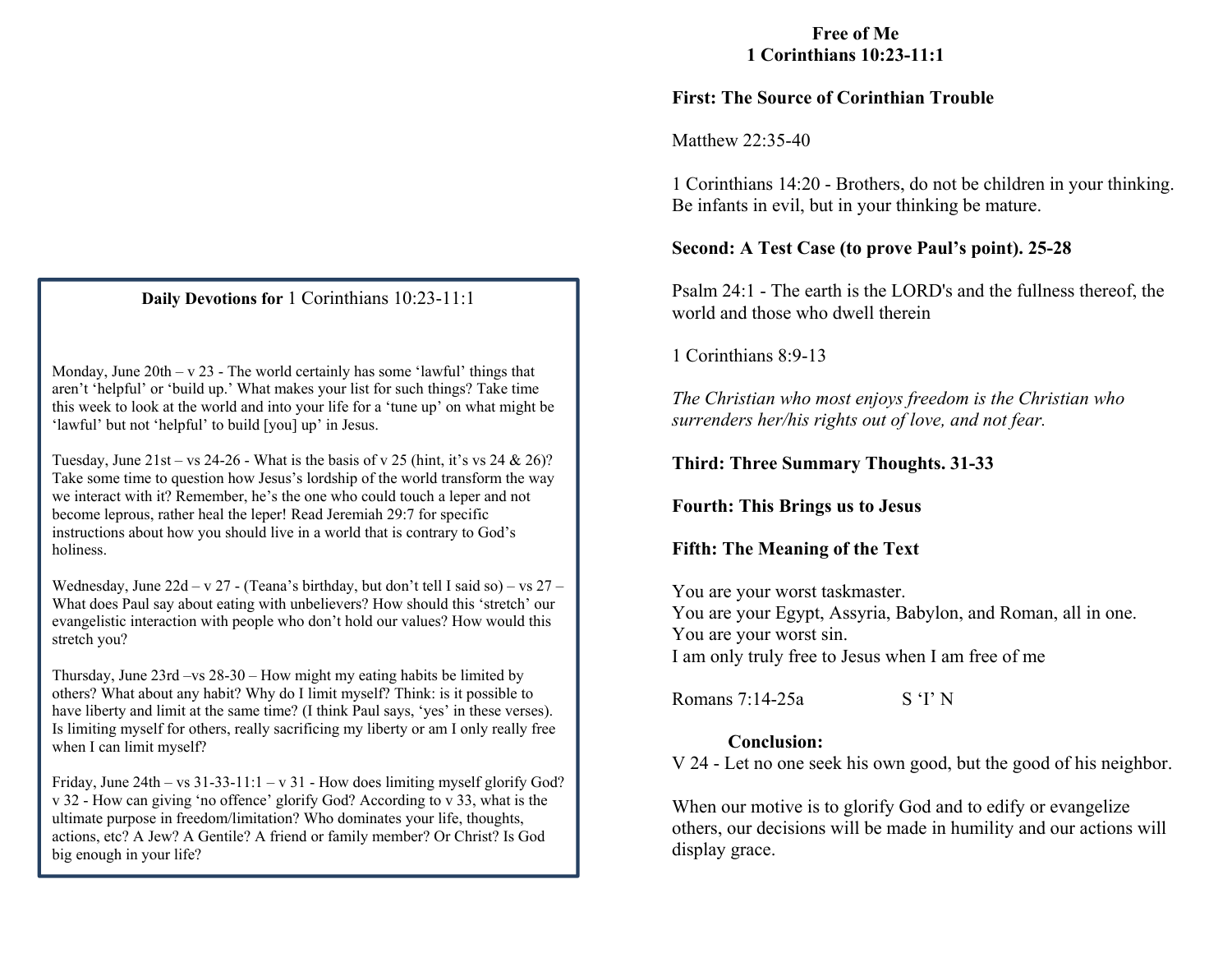### Daily Devotions for 1 Corinthians 10:23-11:1

Monday, June 20th – v 23 - The world certainly has some 'lawful' things that aren't 'helpful' or 'build up.' What makes your list for such things? Take time this week to look at the world and into your life for a 'tune up' on what might be 'lawful' but not 'helpful' to build [you] up' in Jesus.

Tuesday, June 21st – vs 24-26 - What is the basis of v 25 (hint, it's vs 24 & 26)? Take some time to question how Jesus's lordship of the world transform the way we interact with it? Remember, he's the one who could touch a leper and not become leprous, rather heal the leper! Read Jeremiah 29:7 for specific instructions about how you should live in a world that is contrary to God's holiness.

Wednesday, June 22d – v 27 - (Teana's birthday, but don't tell I said so) – vs 27 – What does Paul say about eating with unbelievers? How should this 'stretch' our evangelistic interaction with people who don't hold our values? How would this stretch you?

Thursday, June 23rd –vs 28-30 – How might my eating habits be limited by others? What about any habit? Why do I limit myself? Think: is it possible to have liberty and limit at the same time? (I think Paul says, 'yes' in these verses). Is limiting myself for others, really sacrificing my liberty or am I only really free when I can limit myself?

Friday, June 24th – vs 31-33-11:1 – v 31 - How does limiting myself glorify God? v 32 - How can giving 'no offence' glorify God? According to v 33, what is the ultimate purpose in freedom/limitation? Who dominates your life, thoughts, actions, etc? A Jew? A Gentile? A friend or family member? Or Christ? Is God big enough in your life?

# Free of Me
## 1 Corinthians 10:23-11:1

**First: The Source of Corinthian Trouble**

Matthew 22:35-40

1 Corinthians 14:20 - Brothers, do not be children in your thinking. Be infants in evil, but in your thinking be mature.

**Second: A Test Case (to prove Paul's point). 25-28**

Psalm 24:1 - The earth is the LORD's and the fullness thereof, the world and those who dwell therein

1 Corinthians 8:9-13

*The Christian who most enjoys freedom is the Christian who surrenders her/his rights out of love, and not fear.*

**Third: Three Summary Thoughts. 31-33**

**Fourth: This Brings us to Jesus**

**Fifth: The Meaning of the Text**

You are your worst taskmaster.
You are your Egypt, Assyria, Babylon, and Roman, all in one.
You are your worst sin.
I am only truly free to Jesus when I am free of me

Romans 7:14-25a S 'I' N

**Conclusion:**

V 24 - Let no one seek his own good, but the good of his neighbor.

When our motive is to glorify God and to edify or evangelize others, our decisions will be made in humility and our actions will display grace.